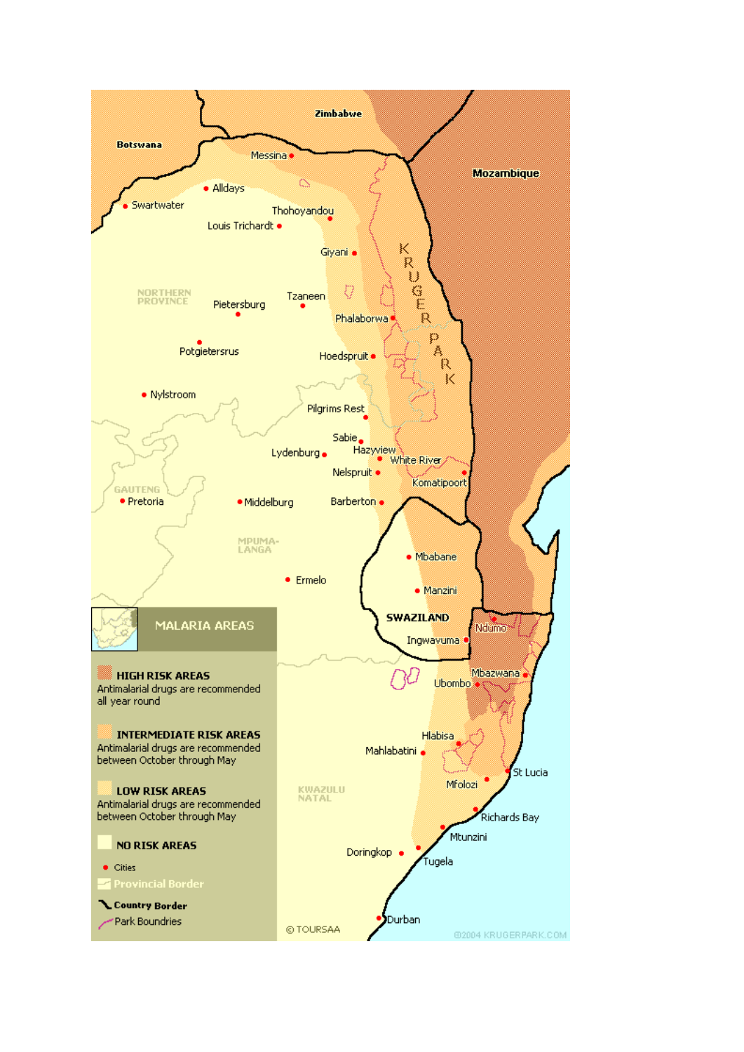## MALARIA AREAS

**HIGH RISK AREAS**
Antimalarial drugs are recommended all year round

**INTERMEDIATE RISK AREAS**
Antimalarial drugs are recommended between October through May

**LOW RISK AREAS**
Antimalarial drugs are recommended between October through May

**NO RISK AREAS**

Cities

Provincial Border

**Country Border**

Park Boundries

Zimbabwe

Botswana

Mozambique

Messina

Alldays

Swartwater

Thohoyandou

Louis Trichardt

Giyani

KRUGER PARK

NORTHERN PROVINCE

Tzaneen

Pietersburg

Phalaborwa

Potgietersrus

Hoedspruit

Nylstroom

Pilgrims Rest

Sabie

Hazyview

Lydenburg

White River

Nelspruit

Komatipoort

GAUTENG

Pretoria

Middelburg

Barberton

MPUMALANGA

Mbabane

Ermelo

Manzini

SWAZILAND

Ndumo

Ingwavuma

Mbazwana

Ubombo

Hlabisa

Mahlabatini

St Lucia

KWAZULU NATAL

Mfolozi

Richards Bay

Mtunzini

Doringkop

Tugela

Durban

© TOURSAA

©2004 KRUGERPARK.COM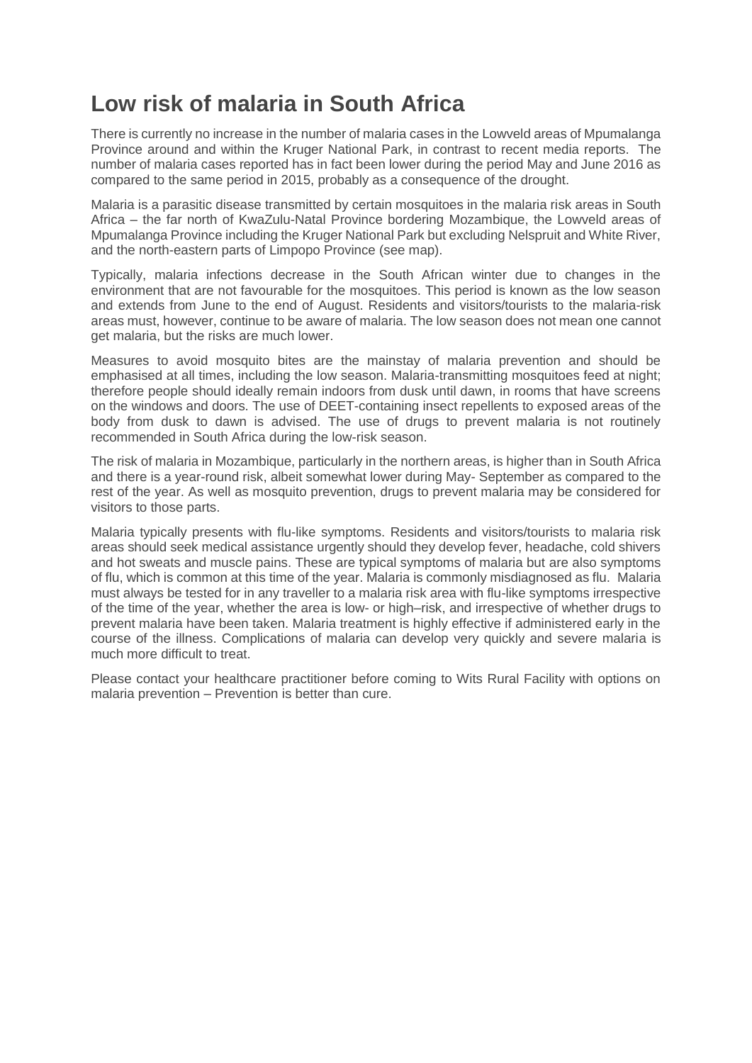# Low risk of malaria in South Africa

There is currently no increase in the number of malaria cases in the Lowveld areas of Mpumalanga Province around and within the Kruger National Park, in contrast to recent media reports. The number of malaria cases reported has in fact been lower during the period May and June 2016 as compared to the same period in 2015, probably as a consequence of the drought.

Malaria is a parasitic disease transmitted by certain mosquitoes in the malaria risk areas in South Africa – the far north of KwaZulu-Natal Province bordering Mozambique, the Lowveld areas of Mpumalanga Province including the Kruger National Park but excluding Nelspruit and White River, and the north-eastern parts of Limpopo Province (see map).

Typically, malaria infections decrease in the South African winter due to changes in the environment that are not favourable for the mosquitoes. This period is known as the low season and extends from June to the end of August. Residents and visitors/tourists to the malaria-risk areas must, however, continue to be aware of malaria. The low season does not mean one cannot get malaria, but the risks are much lower.

Measures to avoid mosquito bites are the mainstay of malaria prevention and should be emphasised at all times, including the low season. Malaria-transmitting mosquitoes feed at night; therefore people should ideally remain indoors from dusk until dawn, in rooms that have screens on the windows and doors. The use of DEET-containing insect repellents to exposed areas of the body from dusk to dawn is advised. The use of drugs to prevent malaria is not routinely recommended in South Africa during the low-risk season.

The risk of malaria in Mozambique, particularly in the northern areas, is higher than in South Africa and there is a year-round risk, albeit somewhat lower during May- September as compared to the rest of the year. As well as mosquito prevention, drugs to prevent malaria may be considered for visitors to those parts.

Malaria typically presents with flu-like symptoms. Residents and visitors/tourists to malaria risk areas should seek medical assistance urgently should they develop fever, headache, cold shivers and hot sweats and muscle pains. These are typical symptoms of malaria but are also symptoms of flu, which is common at this time of the year. Malaria is commonly misdiagnosed as flu. Malaria must always be tested for in any traveller to a malaria risk area with flu-like symptoms irrespective of the time of the year, whether the area is low- or high–risk, and irrespective of whether drugs to prevent malaria have been taken. Malaria treatment is highly effective if administered early in the course of the illness. Complications of malaria can develop very quickly and severe malaria is much more difficult to treat.

Please contact your healthcare practitioner before coming to Wits Rural Facility with options on malaria prevention – Prevention is better than cure.